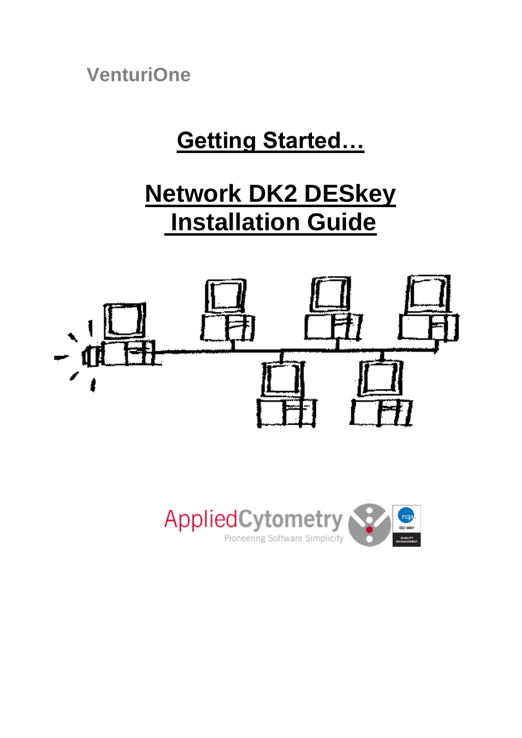VenturiOne

# Getting Started…

# Network DK2 DESkey Installation Guide

AppliedCytometry

Pioneering Software Simplicity

nqa

ISO 9001

QUALITY MANAGEMENT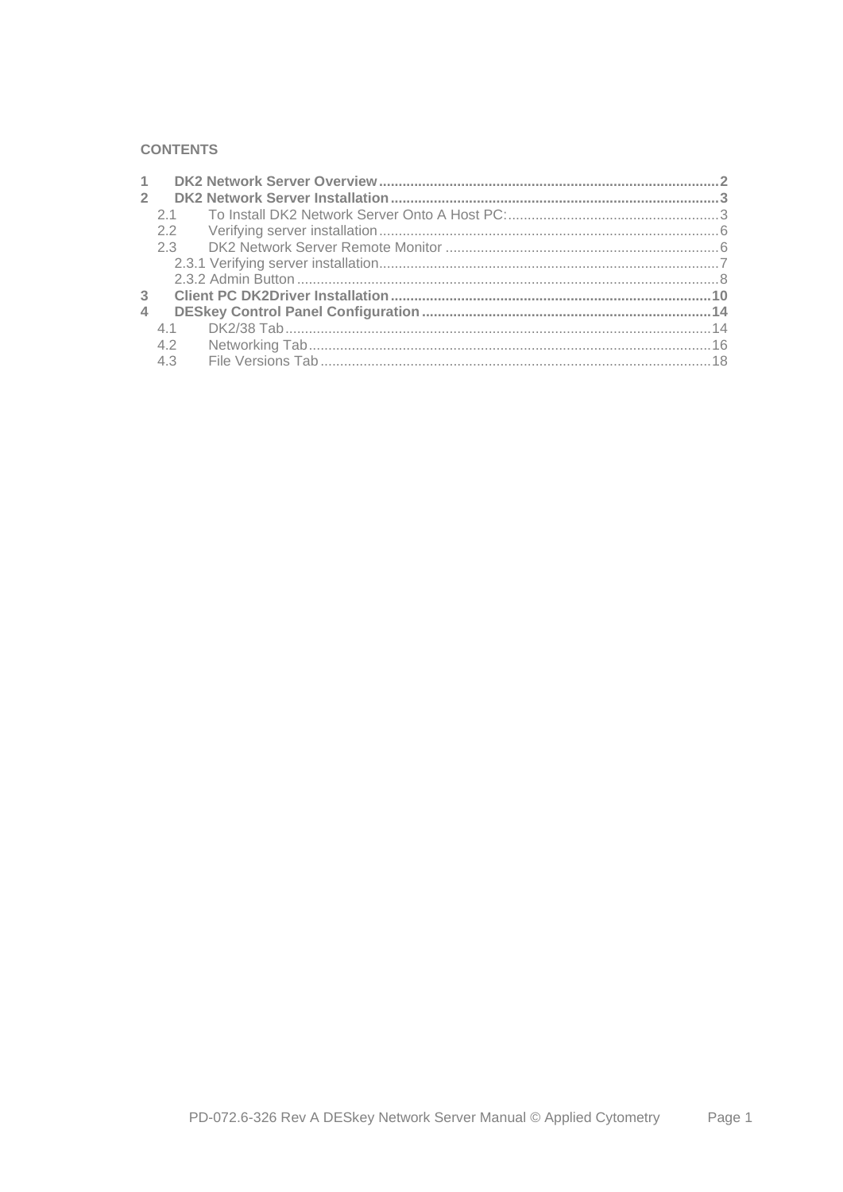**CONTENTS**

1 **DK2 Network Server Overview** ........................................................................................ 2
2 **DK2 Network Server Installation** ..................................................................................... 3
  2.1 To Install DK2 Network Server Onto A Host PC: ....................................................... 3
  2.2 Verifying server installation ....................................................................................... 6
  2.3 DK2 Network Server Remote Monitor ....................................................................... 6
   2.3.1 Verifying server installation ....................................................................................... 7
   2.3.2 Admin Button ............................................................................................................ 8
3 **Client PC DK2Driver Installation** .................................................................................. 10
4 **DESkey Control Panel Configuration** ........................................................................... 14
  4.1 DK2/38 Tab ............................................................................................................. 14
  4.2 Networking Tab ....................................................................................................... 16
  4.3 File Versions Tab .................................................................................................... 18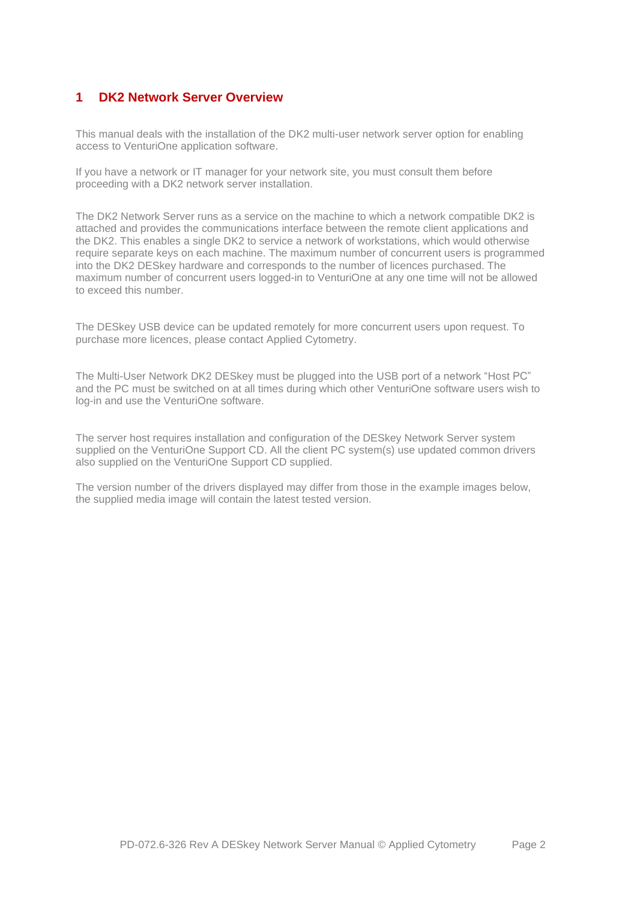# 1 DK2 Network Server Overview

This manual deals with the installation of the DK2 multi-user network server option for enabling access to VenturiOne application software.

If you have a network or IT manager for your network site, you must consult them before proceeding with a DK2 network server installation.

The DK2 Network Server runs as a service on the machine to which a network compatible DK2 is attached and provides the communications interface between the remote client applications and the DK2. This enables a single DK2 to service a network of workstations, which would otherwise require separate keys on each machine. The maximum number of concurrent users is programmed into the DK2 DESkey hardware and corresponds to the number of licences purchased. The maximum number of concurrent users logged-in to VenturiOne at any one time will not be allowed to exceed this number.

The DESkey USB device can be updated remotely for more concurrent users upon request. To purchase more licences, please contact Applied Cytometry.

The Multi-User Network DK2 DESkey must be plugged into the USB port of a network "Host PC" and the PC must be switched on at all times during which other VenturiOne software users wish to log-in and use the VenturiOne software.

The server host requires installation and configuration of the DESkey Network Server system supplied on the VenturiOne Support CD. All the client PC system(s) use updated common drivers also supplied on the VenturiOne Support CD supplied.

The version number of the drivers displayed may differ from those in the example images below, the supplied media image will contain the latest tested version.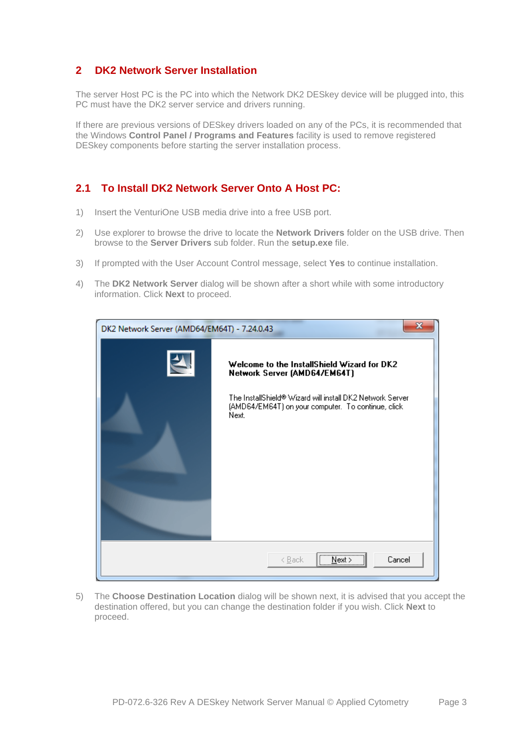## 2 DK2 Network Server Installation

The server Host PC is the PC into which the Network DK2 DESkey device will be plugged into, this PC must have the DK2 server service and drivers running.

If there are previous versions of DESkey drivers loaded on any of the PCs, it is recommended that the Windows **Control Panel / Programs and Features** facility is used to remove registered DESkey components before starting the server installation process.

### 2.1 To Install DK2 Network Server Onto A Host PC:

1) Insert the VenturiOne USB media drive into a free USB port.

2) Use explorer to browse the drive to locate the **Network Drivers** folder on the USB drive. Then browse to the **Server Drivers** sub folder. Run the **setup.exe** file.

3) If prompted with the User Account Control message, select **Yes** to continue installation.

4) The **DK2 Network Server** dialog will be shown after a short while with some introductory information. Click **Next** to proceed.

5) The **Choose Destination Location** dialog will be shown next, it is advised that you accept the destination offered, but you can change the destination folder if you wish. Click **Next** to proceed.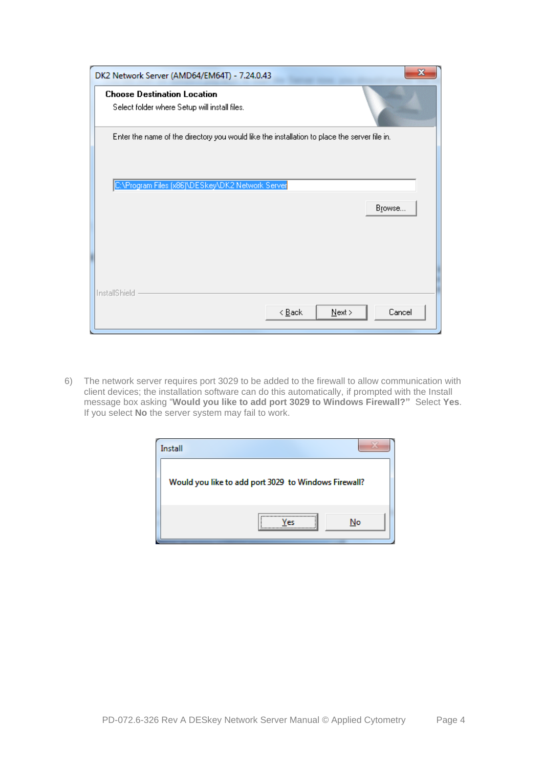6) The network server requires port 3029 to be added to the firewall to allow communication with client devices; the installation software can do this automatically, if prompted with the Install message box asking "**Would you like to add port 3029 to Windows Firewall?"** Select **Yes**. If you select **No** the server system may fail to work.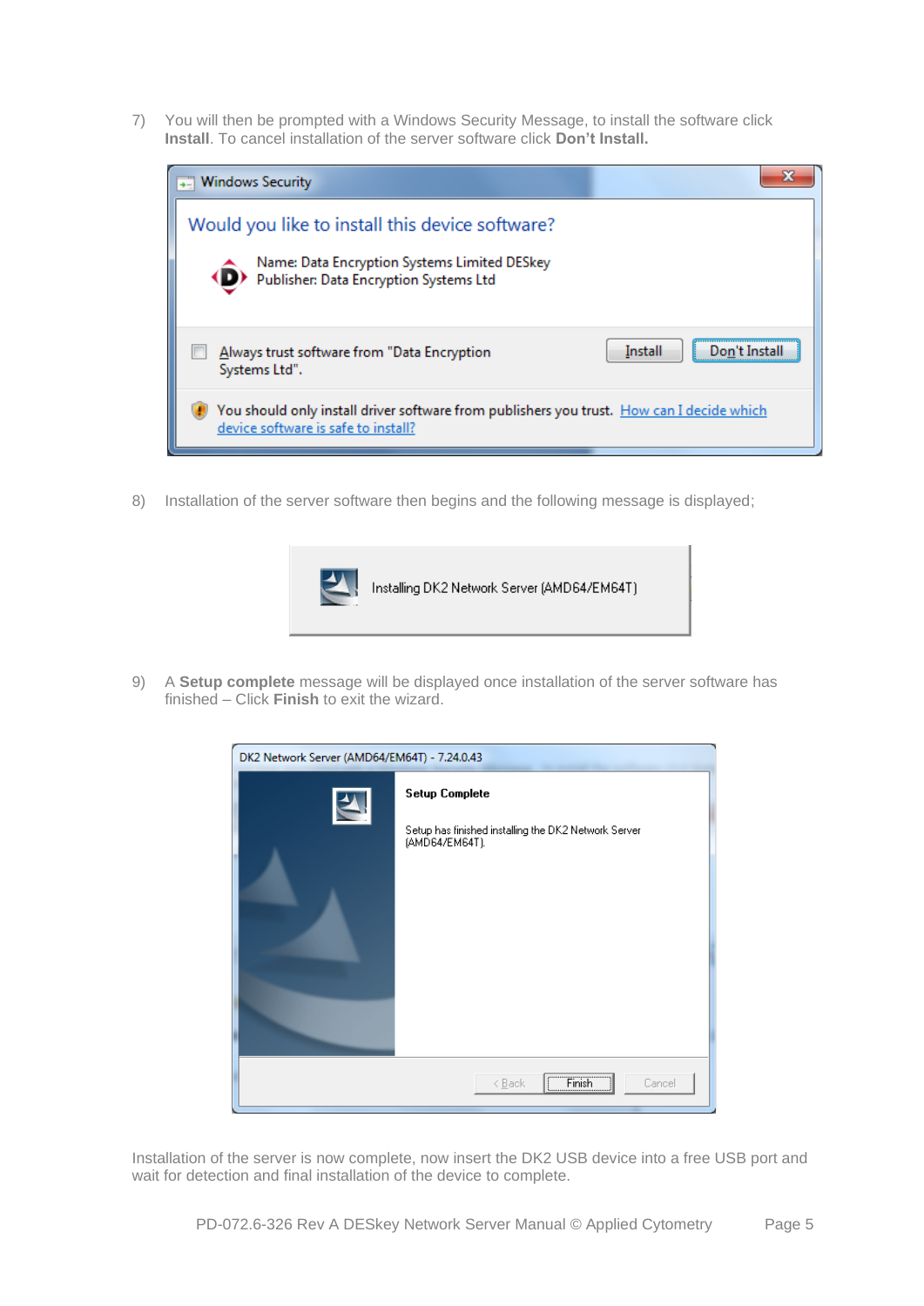7) You will then be prompted with a Windows Security Message, to install the software click **Install**. To cancel installation of the server software click **Don't Install.**

8) Installation of the server software then begins and the following message is displayed;

9) A **Setup complete** message will be displayed once installation of the server software has finished – Click **Finish** to exit the wizard.

Installation of the server is now complete, now insert the DK2 USB device into a free USB port and wait for detection and final installation of the device to complete.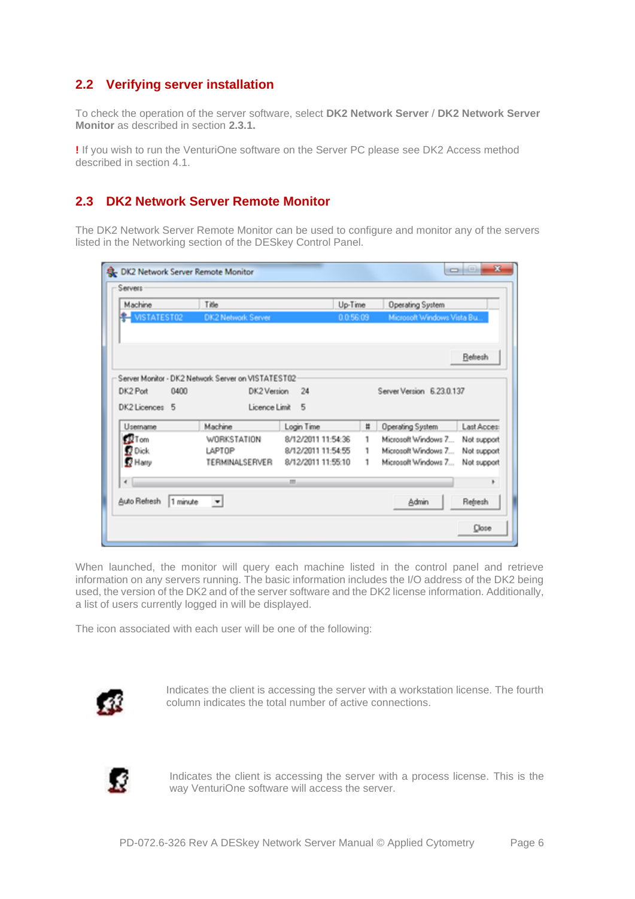## 2.2 Verifying server installation

To check the operation of the server software, select **DK2 Network Server** / **DK2 Network Server Monitor** as described in section **2.3.1.**

**!** If you wish to run the VenturiOne software on the Server PC please see DK2 Access method described in section 4.1.

## 2.3 DK2 Network Server Remote Monitor

The DK2 Network Server Remote Monitor can be used to configure and monitor any of the servers listed in the Networking section of the DESkey Control Panel.

When launched, the monitor will query each machine listed in the control panel and retrieve information on any servers running. The basic information includes the I/O address of the DK2 being used, the version of the DK2 and of the server software and the DK2 license information. Additionally, a list of users currently logged in will be displayed.

The icon associated with each user will be one of the following:

Indicates the client is accessing the server with a workstation license. The fourth column indicates the total number of active connections.

Indicates the client is accessing the server with a process license. This is the way VenturiOne software will access the server.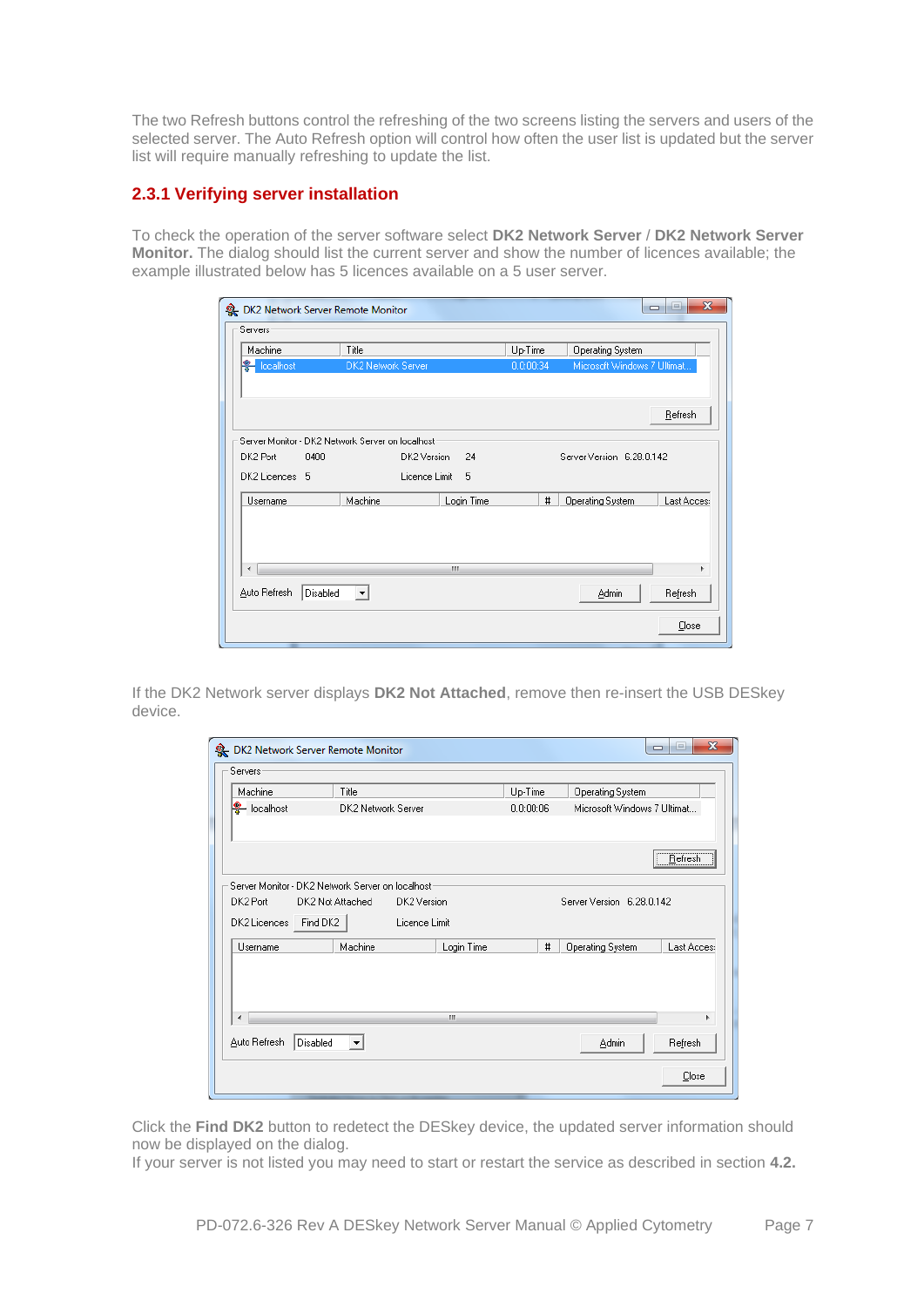The two Refresh buttons control the refreshing of the two screens listing the servers and users of the selected server. The Auto Refresh option will control how often the user list is updated but the server list will require manually refreshing to update the list.

### 2.3.1 Verifying server installation

To check the operation of the server software select **DK2 Network Server** / **DK2 Network Server Monitor.** The dialog should list the current server and show the number of licences available; the example illustrated below has 5 licences available on a 5 user server.

If the DK2 Network server displays **DK2 Not Attached**, remove then re-insert the USB DESkey device.

Click the **Find DK2** button to redetect the DESkey device, the updated server information should now be displayed on the dialog.

If your server is not listed you may need to start or restart the service as described in section **4.2.**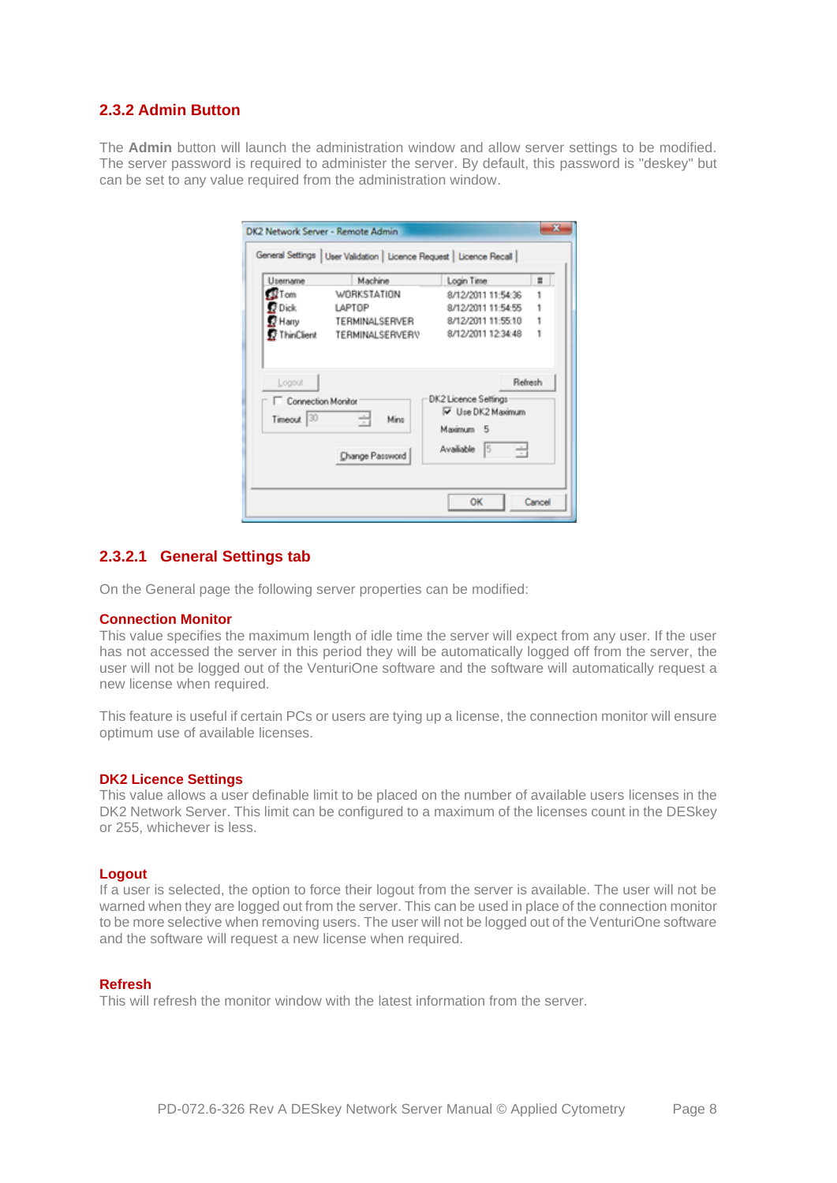### 2.3.2 Admin Button

The **Admin** button will launch the administration window and allow server settings to be modified. The server password is required to administer the server. By default, this password is "deskey" but can be set to any value required from the administration window.

#### 2.3.2.1 General Settings tab

On the General page the following server properties can be modified:

**Connection Monitor**

This value specifies the maximum length of idle time the server will expect from any user. If the user has not accessed the server in this period they will be automatically logged off from the server, the user will not be logged out of the VenturiOne software and the software will automatically request a new license when required.

This feature is useful if certain PCs or users are tying up a license, the connection monitor will ensure optimum use of available licenses.

**DK2 Licence Settings**

This value allows a user definable limit to be placed on the number of available users licenses in the DK2 Network Server. This limit can be configured to a maximum of the licenses count in the DESkey or 255, whichever is less.

**Logout**

If a user is selected, the option to force their logout from the server is available. The user will not be warned when they are logged out from the server. This can be used in place of the connection monitor to be more selective when removing users. The user will not be logged out of the VenturiOne software and the software will request a new license when required.

**Refresh**

This will refresh the monitor window with the latest information from the server.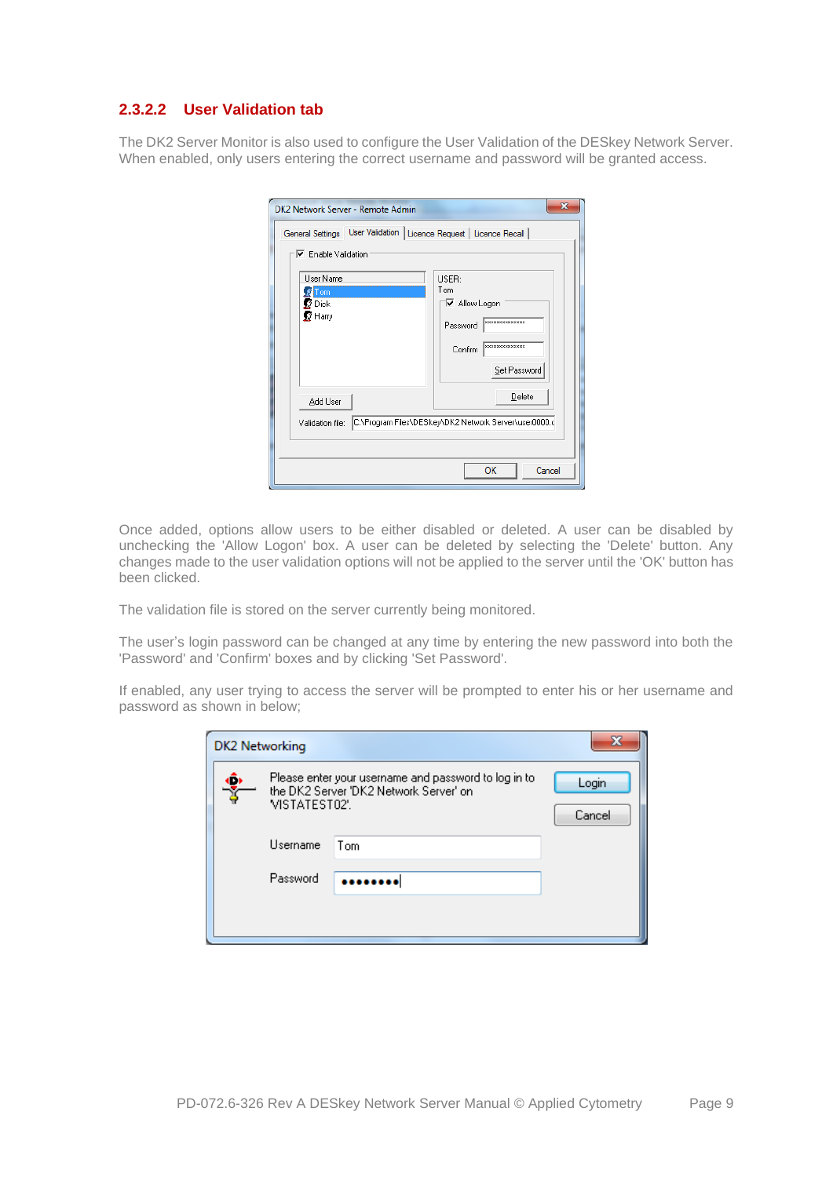### 2.3.2.2 User Validation tab

The DK2 Server Monitor is also used to configure the User Validation of the DESkey Network Server. When enabled, only users entering the correct username and password will be granted access.

Once added, options allow users to be either disabled or deleted. A user can be disabled by unchecking the 'Allow Logon' box. A user can be deleted by selecting the 'Delete' button. Any changes made to the user validation options will not be applied to the server until the 'OK' button has been clicked.

The validation file is stored on the server currently being monitored.

The user's login password can be changed at any time by entering the new password into both the 'Password' and 'Confirm' boxes and by clicking 'Set Password'.

If enabled, any user trying to access the server will be prompted to enter his or her username and password as shown in below;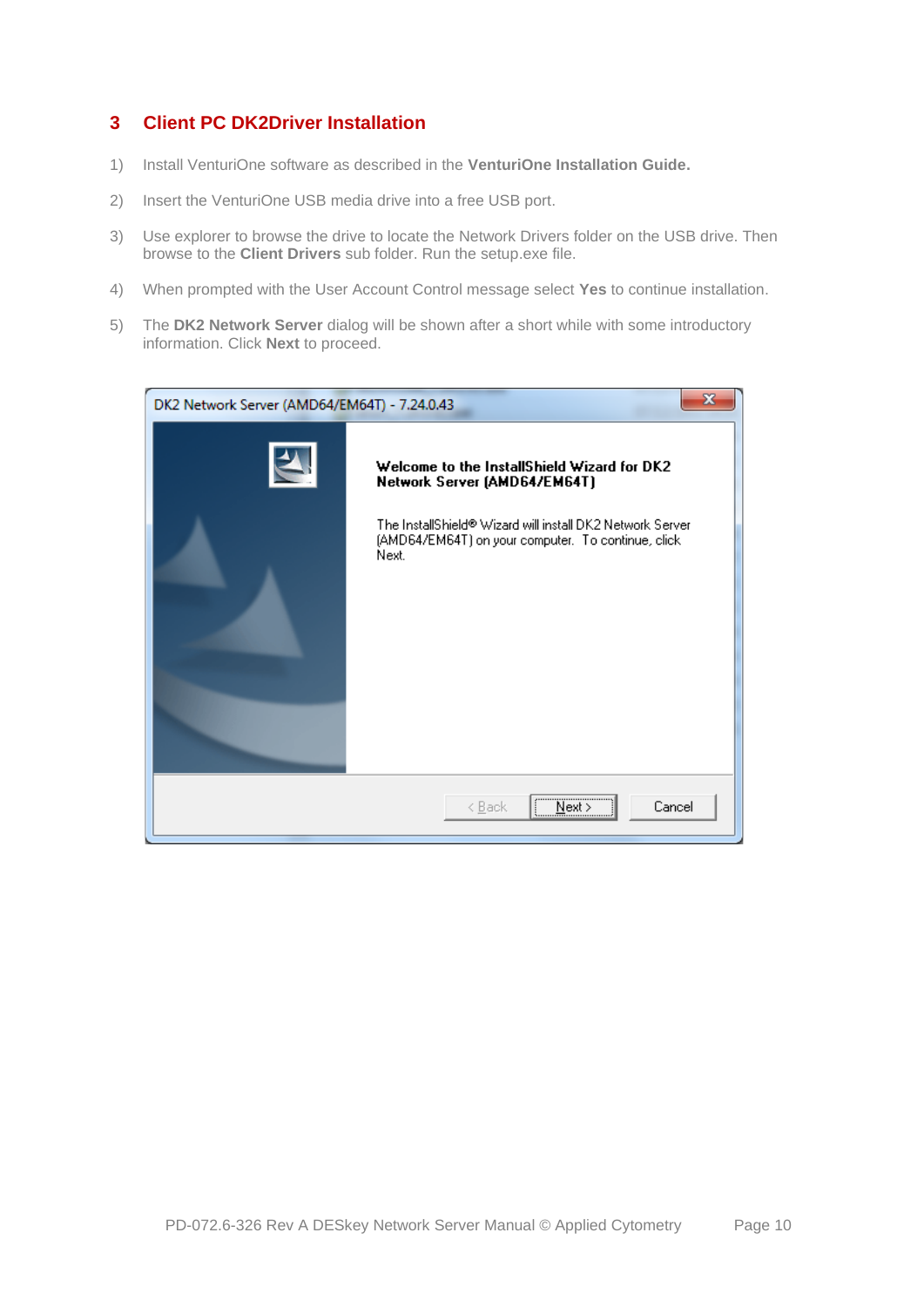## 3 Client PC DK2Driver Installation

1) Install VenturiOne software as described in the **VenturiOne Installation Guide.**

2) Insert the VenturiOne USB media drive into a free USB port.

3) Use explorer to browse the drive to locate the Network Drivers folder on the USB drive. Then browse to the **Client Drivers** sub folder. Run the setup.exe file.

4) When prompted with the User Account Control message select **Yes** to continue installation.

5) The **DK2 Network Server** dialog will be shown after a short while with some introductory information. Click **Next** to proceed.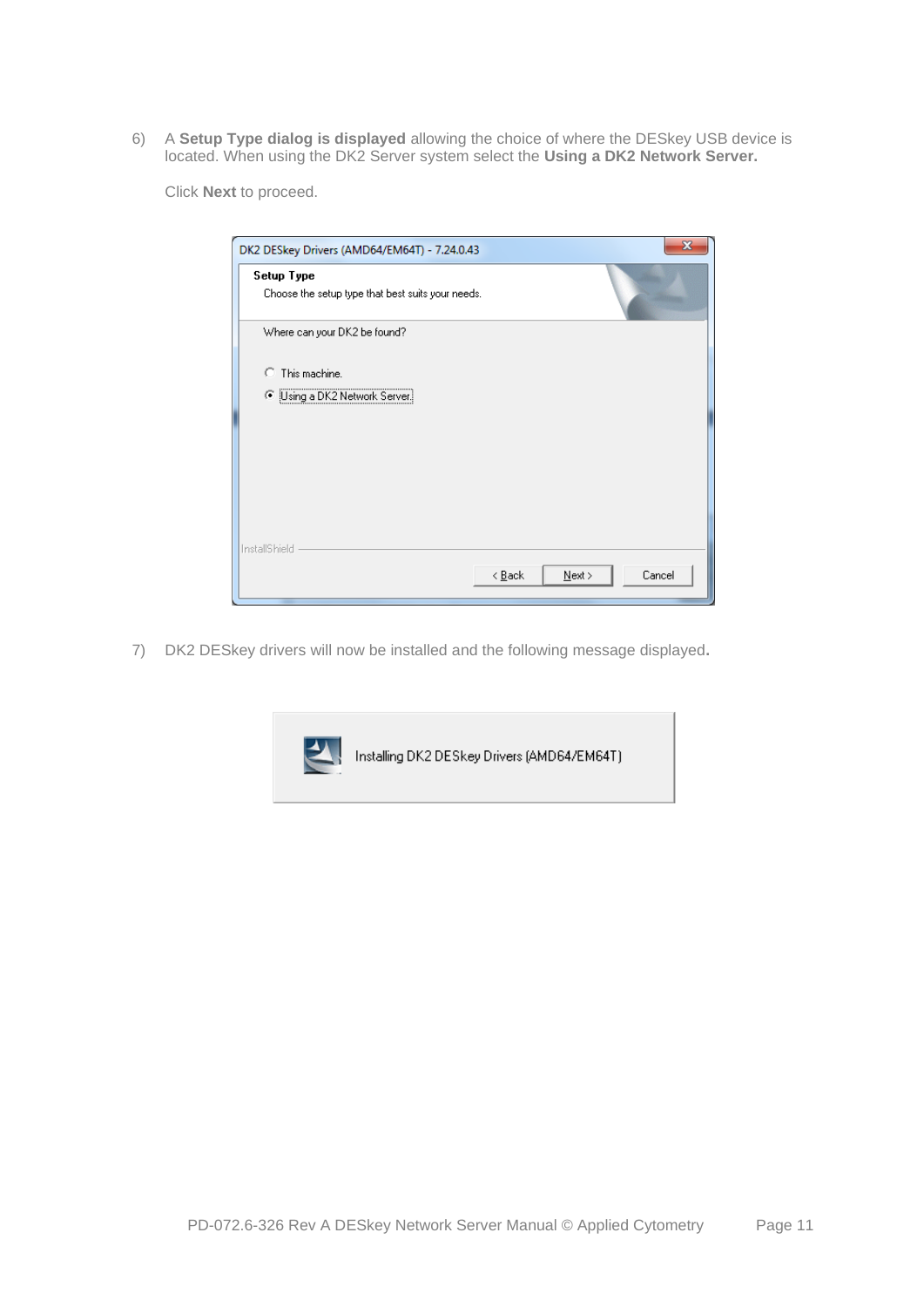6) A **Setup Type dialog is displayed** allowing the choice of where the DESkey USB device is located. When using the DK2 Server system select the **Using a DK2 Network Server.**

   Click **Next** to proceed.

7) DK2 DESkey drivers will now be installed and the following message displayed**.**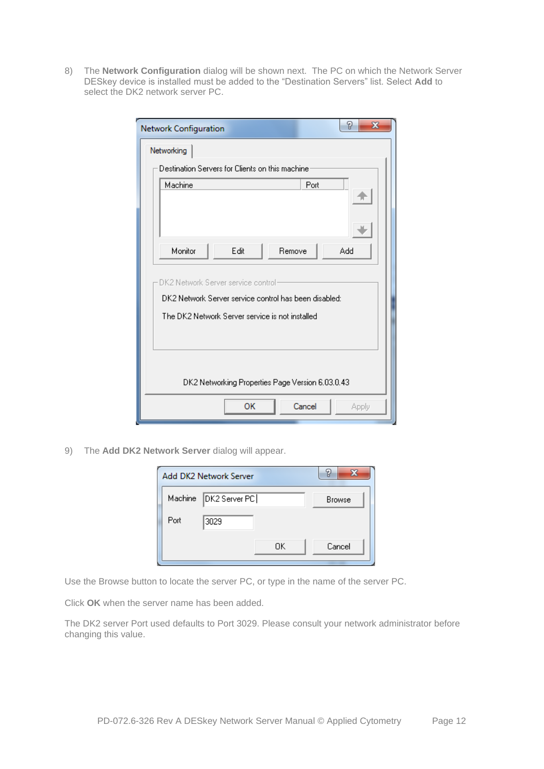8) The **Network Configuration** dialog will be shown next. The PC on which the Network Server DESkey device is installed must be added to the "Destination Servers" list. Select **Add** to select the DK2 network server PC.

9) The **Add DK2 Network Server** dialog will appear.

Use the Browse button to locate the server PC, or type in the name of the server PC.

Click **OK** when the server name has been added.

The DK2 server Port used defaults to Port 3029. Please consult your network administrator before changing this value.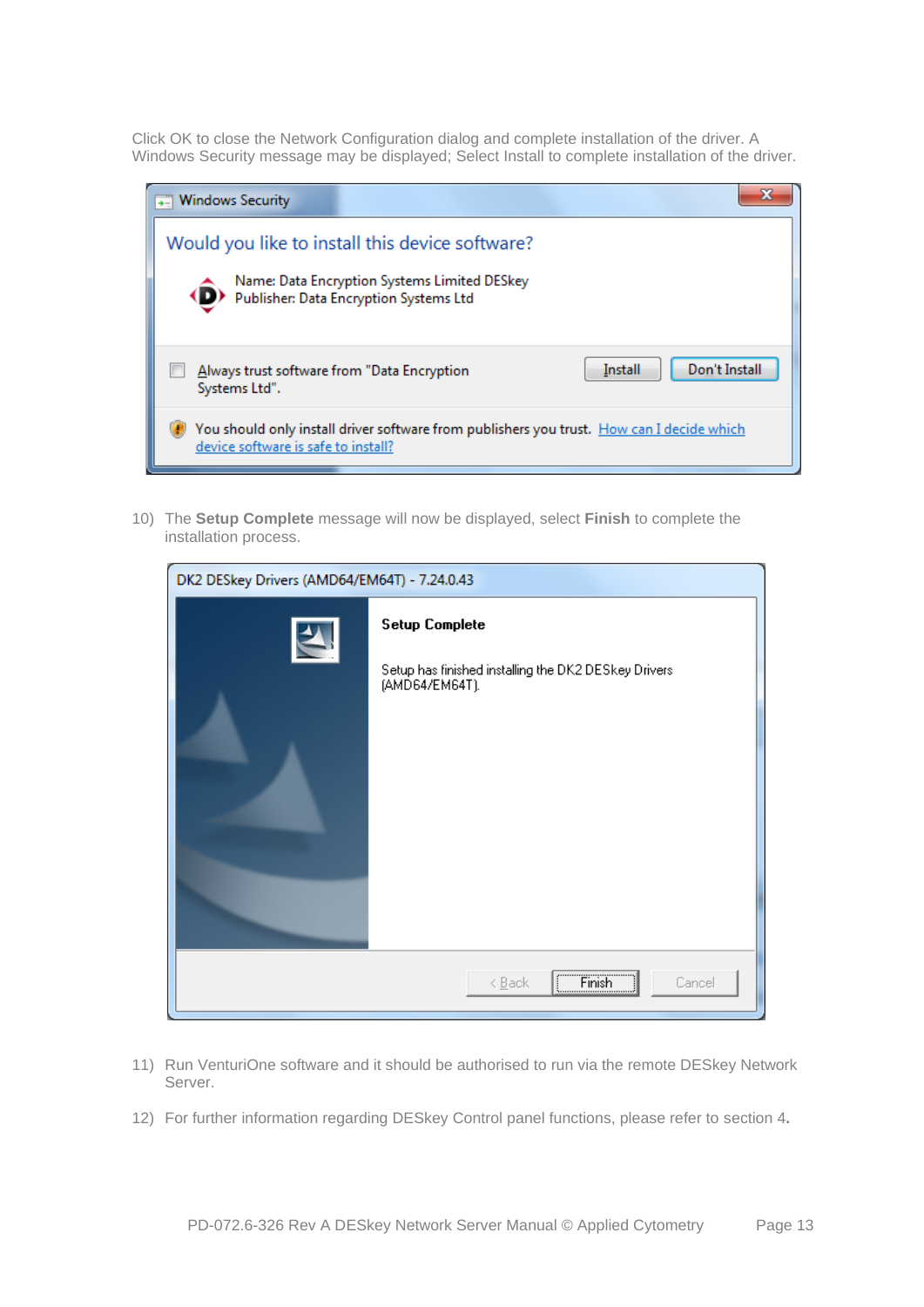Click OK to close the Network Configuration dialog and complete installation of the driver. A Windows Security message may be displayed; Select Install to complete installation of the driver.

10) The **Setup Complete** message will now be displayed, select **Finish** to complete the installation process.

11) Run VenturiOne software and it should be authorised to run via the remote DESkey Network Server.

12) For further information regarding DESkey Control panel functions, please refer to section 4.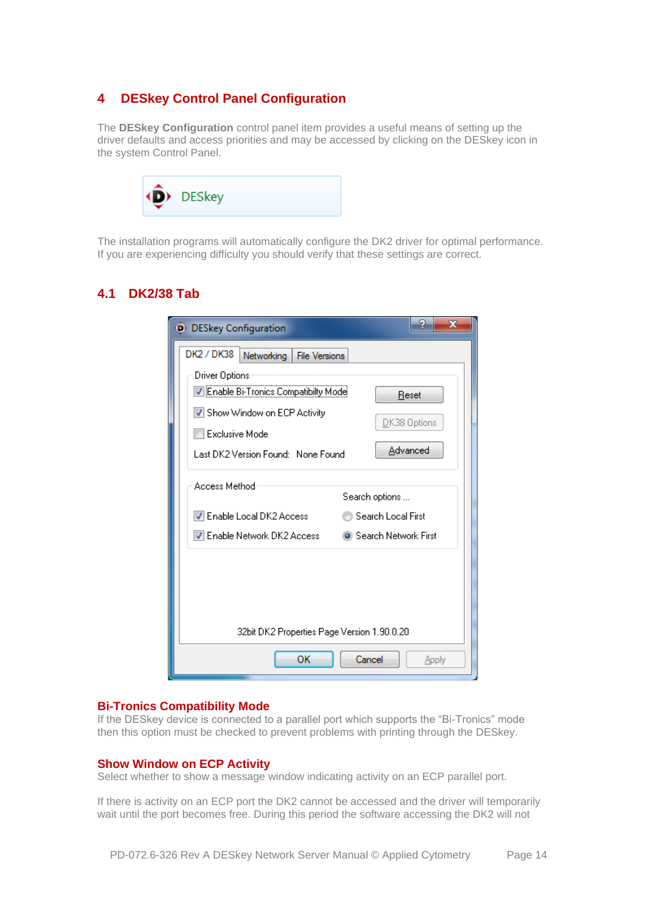## 4 DESkey Control Panel Configuration

The **DESkey Configuration** control panel item provides a useful means of setting up the driver defaults and access priorities and may be accessed by clicking on the DESkey icon in the system Control Panel.

The installation programs will automatically configure the DK2 driver for optimal performance. If you are experiencing difficulty you should verify that these settings are correct.

### 4.1 DK2/38 Tab

#### Bi-Tronics Compatibility Mode

If the DESkey device is connected to a parallel port which supports the "Bi-Tronics" mode then this option must be checked to prevent problems with printing through the DESkey.

#### Show Window on ECP Activity

Select whether to show a message window indicating activity on an ECP parallel port.

If there is activity on an ECP port the DK2 cannot be accessed and the driver will temporarily wait until the port becomes free. During this period the software accessing the DK2 will not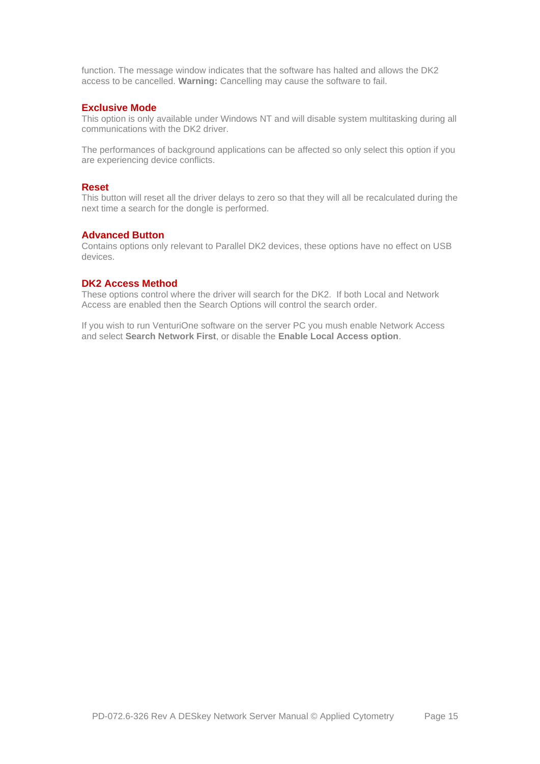function. The message window indicates that the software has halted and allows the DK2 access to be cancelled. **Warning:** Cancelling may cause the software to fail.

### Exclusive Mode

This option is only available under Windows NT and will disable system multitasking during all communications with the DK2 driver.

The performances of background applications can be affected so only select this option if you are experiencing device conflicts.

### Reset

This button will reset all the driver delays to zero so that they will all be recalculated during the next time a search for the dongle is performed.

### Advanced Button

Contains options only relevant to Parallel DK2 devices, these options have no effect on USB devices.

### DK2 Access Method

These options control where the driver will search for the DK2. If both Local and Network Access are enabled then the Search Options will control the search order.

If you wish to run VenturiOne software on the server PC you mush enable Network Access and select **Search Network First**, or disable the **Enable Local Access option**.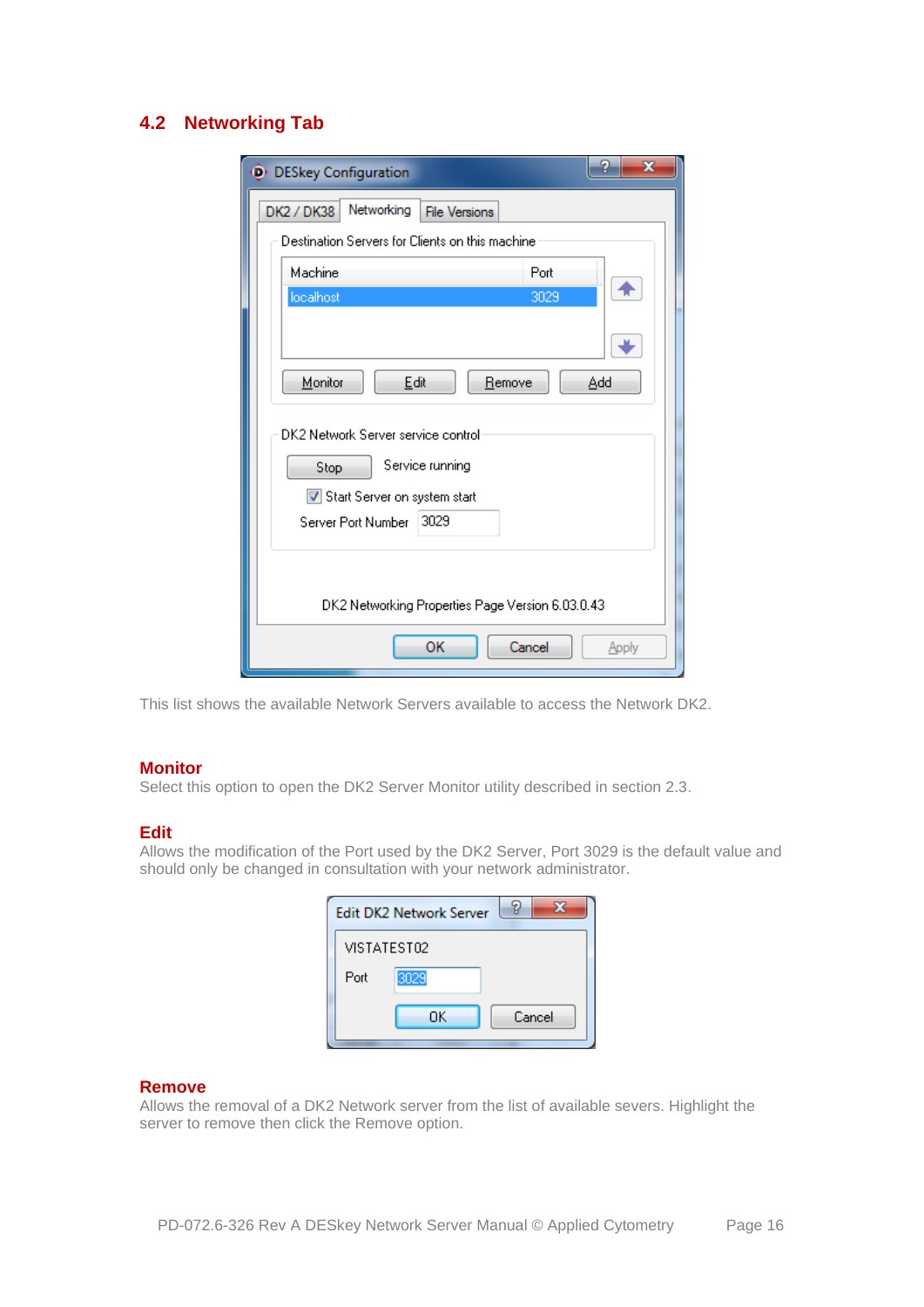## 4.2 Networking Tab

This list shows the available Network Servers available to access the Network DK2.

### Monitor

Select this option to open the DK2 Server Monitor utility described in section 2.3.

### Edit

Allows the modification of the Port used by the DK2 Server, Port 3029 is the default value and should only be changed in consultation with your network administrator.

### Remove

Allows the removal of a DK2 Network server from the list of available severs. Highlight the server to remove then click the Remove option.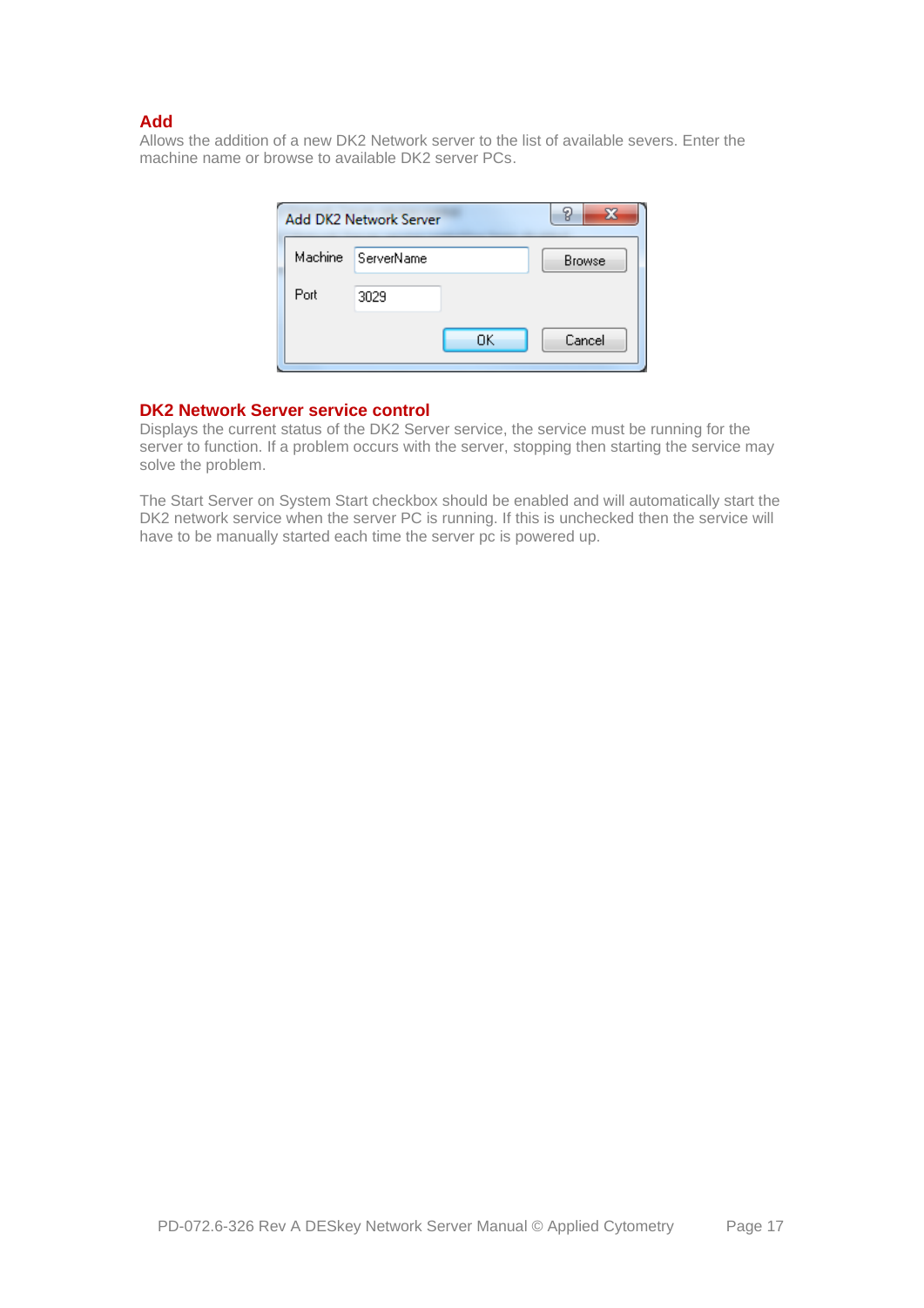## Add

Allows the addition of a new DK2 Network server to the list of available severs. Enter the machine name or browse to available DK2 server PCs.

## DK2 Network Server service control

Displays the current status of the DK2 Server service, the service must be running for the server to function. If a problem occurs with the server, stopping then starting the service may solve the problem.

The Start Server on System Start checkbox should be enabled and will automatically start the DK2 network service when the server PC is running. If this is unchecked then the service will have to be manually started each time the server pc is powered up.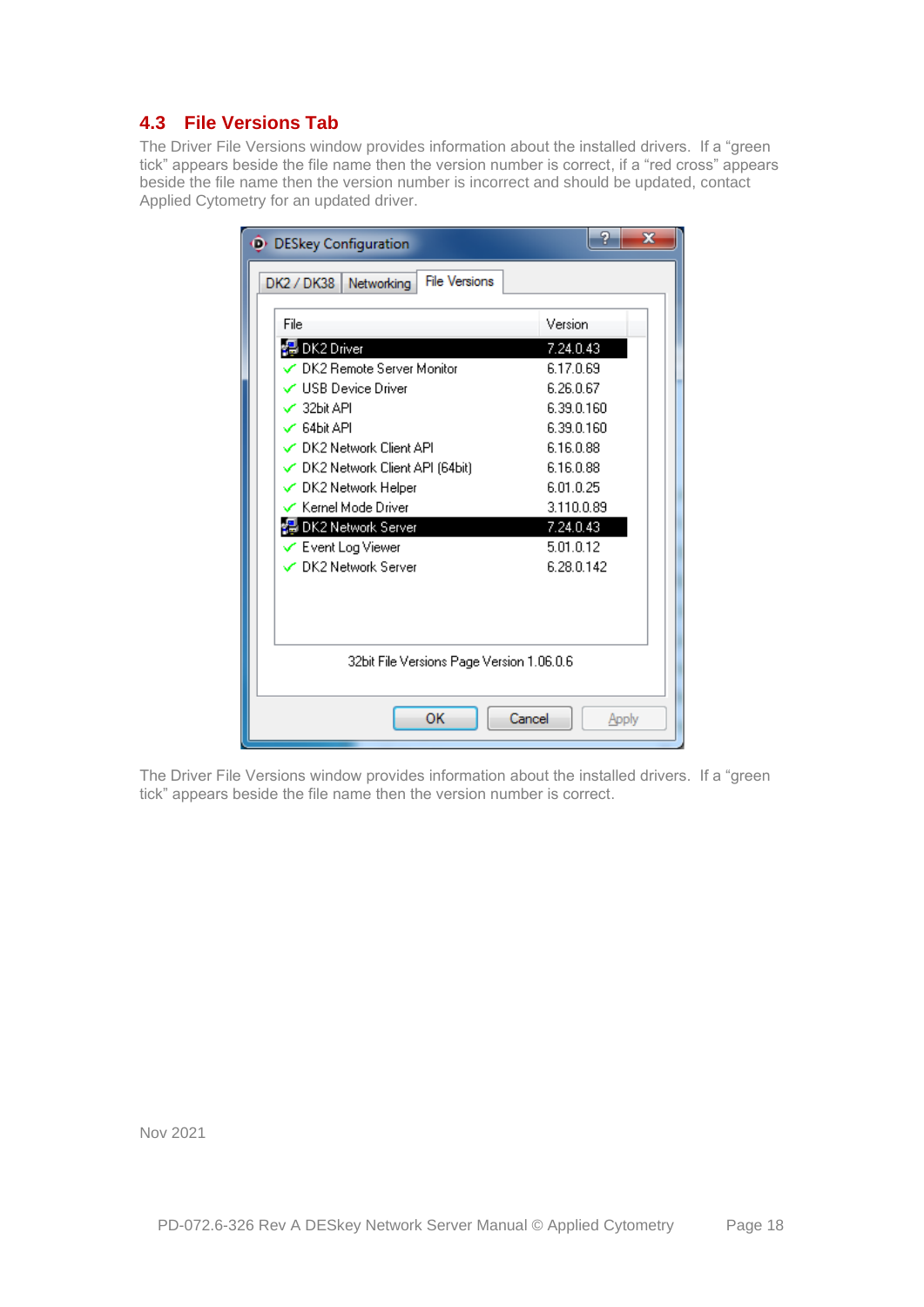## 4.3 File Versions Tab

The Driver File Versions window provides information about the installed drivers. If a "green tick" appears beside the file name then the version number is correct, if a "red cross" appears beside the file name then the version number is incorrect and should be updated, contact Applied Cytometry for an updated driver.

DESkey Configuration

DK2 / DK38 | Networking | File Versions

| File | Version |
|---|---|
| DK2 Driver | 7.24.0.43 |
| DK2 Remote Server Monitor | 6.17.0.69 |
| USB Device Driver | 6.26.0.67 |
| 32bit API | 6.39.0.160 |
| 64bit API | 6.39.0.160 |
| DK2 Network Client API | 6.16.0.88 |
| DK2 Network Client API (64bit) | 6.16.0.88 |
| DK2 Network Helper | 6.01.0.25 |
| Kernel Mode Driver | 3.110.0.89 |
| DK2 Network Server | 7.24.0.43 |
| Event Log Viewer | 5.01.0.12 |
| DK2 Network Server | 6.28.0.142 |

32bit File Versions Page Version 1.06.0.6

OK | Cancel | Apply

The Driver File Versions window provides information about the installed drivers. If a "green tick" appears beside the file name then the version number is correct.

Nov 2021